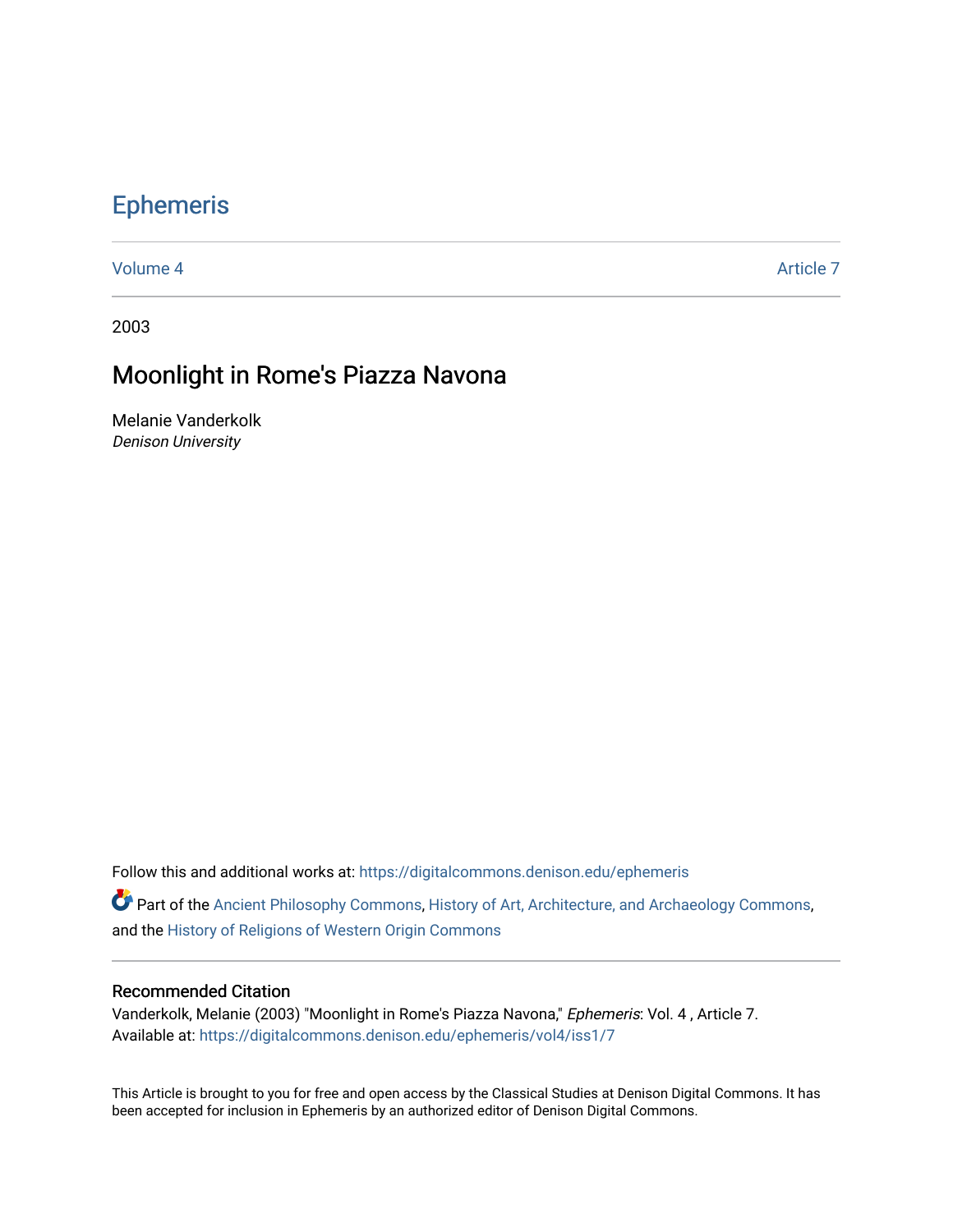# Ephemeris

Volume 4 | Article 7

2003

## Moonlight in Rome's Piazza Navona

Melanie Vanderkolk
*Denison University*

Follow this and additional works at: https://digitalcommons.denison.edu/ephemeris

Part of the Ancient Philosophy Commons, History of Art, Architecture, and Archaeology Commons, and the History of Religions of Western Origin Commons

### Recommended Citation

Vanderkolk, Melanie (2003) "Moonlight in Rome's Piazza Navona," *Ephemeris*: Vol. 4 , Article 7.
Available at: https://digitalcommons.denison.edu/ephemeris/vol4/iss1/7

This Article is brought to you for free and open access by the Classical Studies at Denison Digital Commons. It has been accepted for inclusion in Ephemeris by an authorized editor of Denison Digital Commons.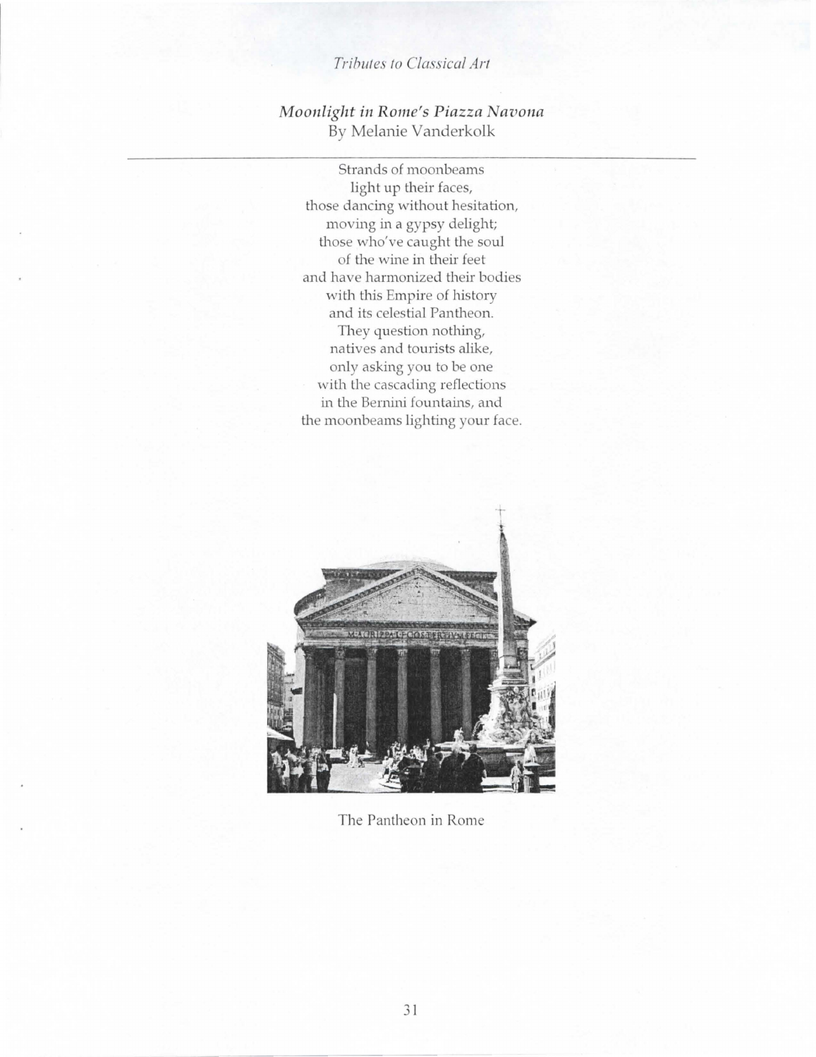## *Moonlight in Rome's Piazza Navona*

By Melanie Vanderkolk

---

Strands of moonbeams
light up their faces,
those dancing without hesitation,
moving in a gypsy delight;
those who've caught the soul
of the wine in their feet
and have harmonized their bodies
with this Empire of history
and its celestial Pantheon.
They question nothing,
natives and tourists alike,
only asking you to be one
with the cascading reflections
in the Bernini fountains, and
the moonbeams lighting your face.

The Pantheon in Rome